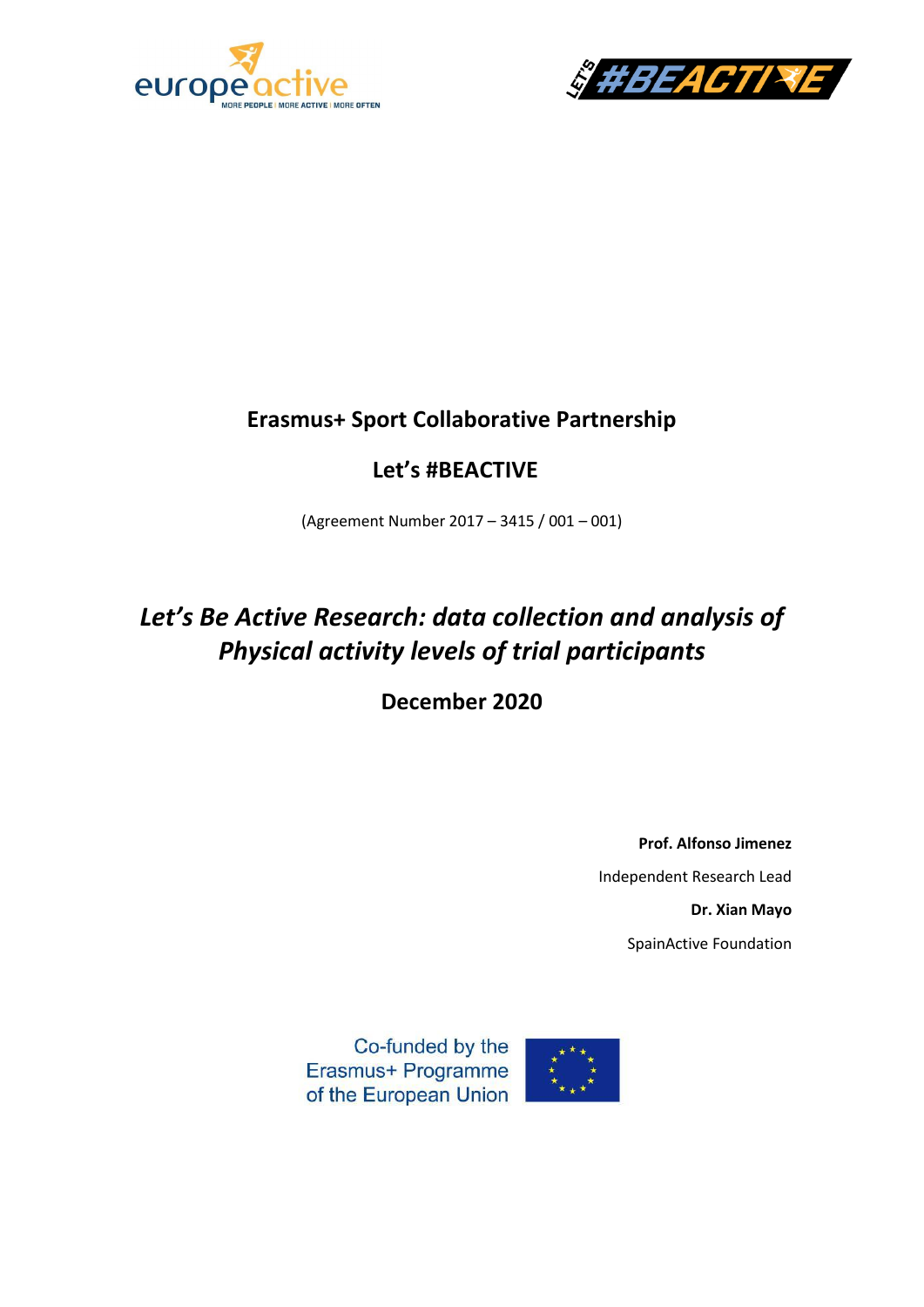**Erasmus+ Sport Collaborative Partnership**

**Let's #BEACTIVE**

(Agreement Number 2017 – 3415 / 001 – 001)

# *Let's Be Active Research: data collection and analysis of Physical activity levels of trial participants*

**December 2020**

**Prof. Alfonso Jimenez**

Independent Research Lead

**Dr. Xian Mayo**

SpainActive Foundation

Co-funded by the Erasmus+ Programme of the European Union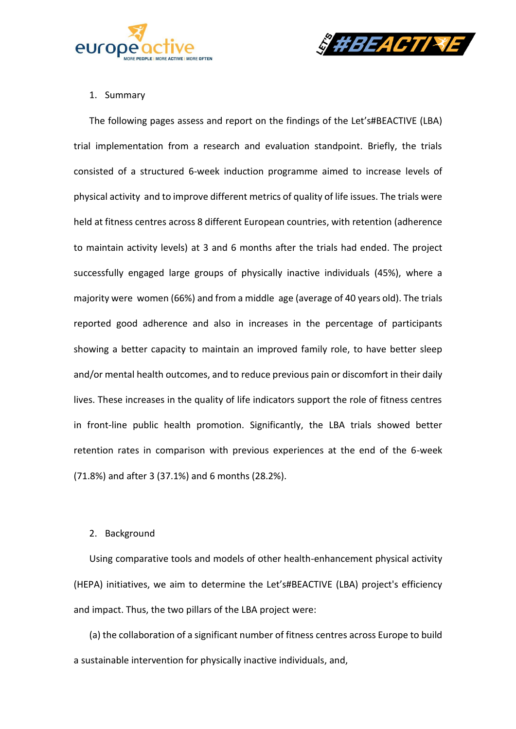## 1. Summary

The following pages assess and report on the findings of the Let's#BEACTIVE (LBA) trial implementation from a research and evaluation standpoint. Briefly, the trials consisted of a structured 6-week induction programme aimed to increase levels of physical activity and to improve different metrics of quality of life issues. The trials were held at fitness centres across 8 different European countries, with retention (adherence to maintain activity levels) at 3 and 6 months after the trials had ended. The project successfully engaged large groups of physically inactive individuals (45%), where a majority were women (66%) and from a middle age (average of 40 years old). The trials reported good adherence and also in increases in the percentage of participants showing a better capacity to maintain an improved family role, to have better sleep and/or mental health outcomes, and to reduce previous pain or discomfort in their daily lives. These increases in the quality of life indicators support the role of fitness centres in front-line public health promotion. Significantly, the LBA trials showed better retention rates in comparison with previous experiences at the end of the 6-week (71.8%) and after 3 (37.1%) and 6 months (28.2%).

## 2. Background

Using comparative tools and models of other health-enhancement physical activity (HEPA) initiatives, we aim to determine the Let's#BEACTIVE (LBA) project's efficiency and impact. Thus, the two pillars of the LBA project were:

(a) the collaboration of a significant number of fitness centres across Europe to build a sustainable intervention for physically inactive individuals, and,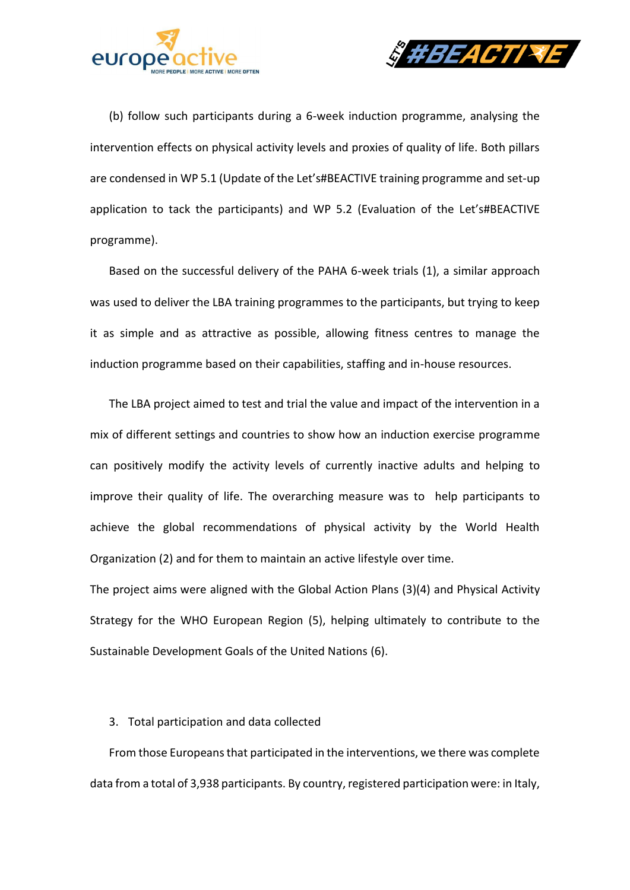(b) follow such participants during a 6-week induction programme, analysing the intervention effects on physical activity levels and proxies of quality of life. Both pillars are condensed in WP 5.1 (Update of the Let's#BEACTIVE training programme and set-up application to tack the participants) and WP 5.2 (Evaluation of the Let's#BEACTIVE programme).

Based on the successful delivery of the PAHA 6-week trials (1), a similar approach was used to deliver the LBA training programmes to the participants, but trying to keep it as simple and as attractive as possible, allowing fitness centres to manage the induction programme based on their capabilities, staffing and in-house resources.

The LBA project aimed to test and trial the value and impact of the intervention in a mix of different settings and countries to show how an induction exercise programme can positively modify the activity levels of currently inactive adults and helping to improve their quality of life. The overarching measure was to help participants to achieve the global recommendations of physical activity by the World Health Organization (2) and for them to maintain an active lifestyle over time.

The project aims were aligned with the Global Action Plans (3)(4) and Physical Activity Strategy for the WHO European Region (5), helping ultimately to contribute to the Sustainable Development Goals of the United Nations (6).

## 3. Total participation and data collected

From those Europeans that participated in the interventions, we there was complete data from a total of 3,938 participants. By country, registered participation were: in Italy,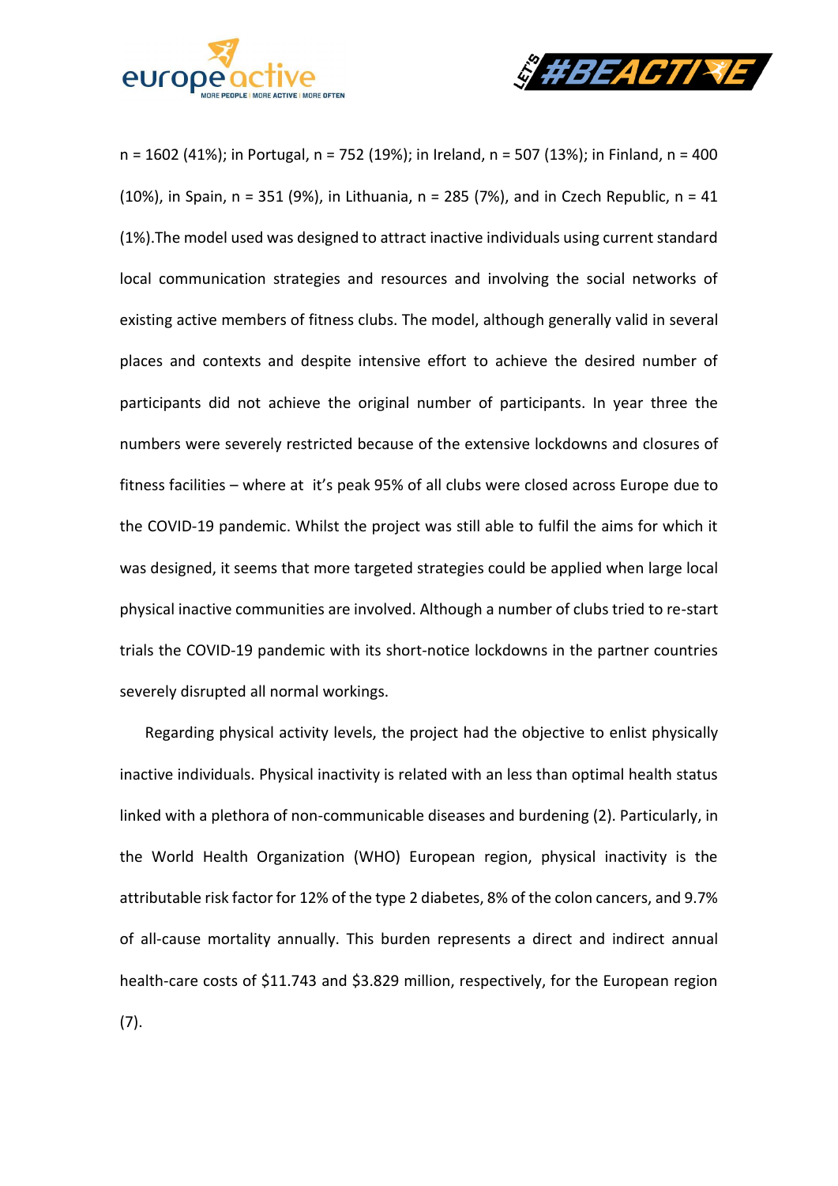n = 1602 (41%); in Portugal, n = 752 (19%); in Ireland, n = 507 (13%); in Finland, n = 400 (10%), in Spain, n = 351 (9%), in Lithuania, n = 285 (7%), and in Czech Republic, n = 41 (1%).The model used was designed to attract inactive individuals using current standard local communication strategies and resources and involving the social networks of existing active members of fitness clubs. The model, although generally valid in several places and contexts and despite intensive effort to achieve the desired number of participants did not achieve the original number of participants. In year three the numbers were severely restricted because of the extensive lockdowns and closures of fitness facilities – where at it's peak 95% of all clubs were closed across Europe due to the COVID-19 pandemic. Whilst the project was still able to fulfil the aims for which it was designed, it seems that more targeted strategies could be applied when large local physical inactive communities are involved. Although a number of clubs tried to re-start trials the COVID-19 pandemic with its short-notice lockdowns in the partner countries severely disrupted all normal workings.

Regarding physical activity levels, the project had the objective to enlist physically inactive individuals. Physical inactivity is related with an less than optimal health status linked with a plethora of non-communicable diseases and burdening (2). Particularly, in the World Health Organization (WHO) European region, physical inactivity is the attributable risk factor for 12% of the type 2 diabetes, 8% of the colon cancers, and 9.7% of all-cause mortality annually. This burden represents a direct and indirect annual health-care costs of $11.743 and $3.829 million, respectively, for the European region (7).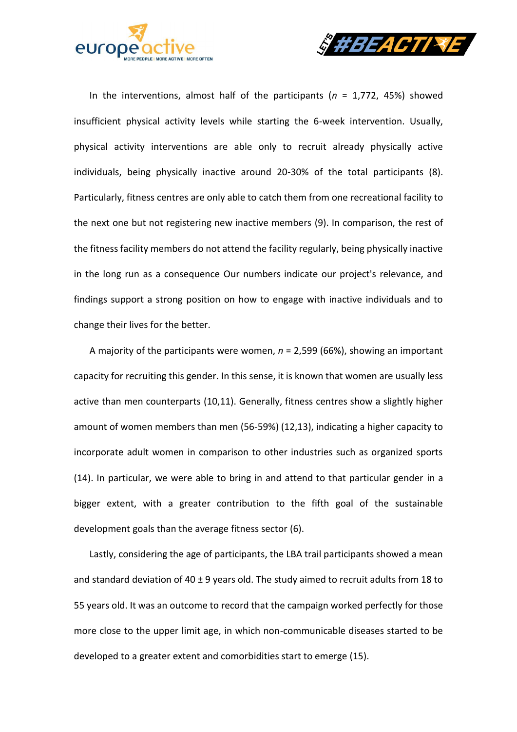In the interventions, almost half of the participants (*n* = 1,772, 45%) showed insufficient physical activity levels while starting the 6-week intervention. Usually, physical activity interventions are able only to recruit already physically active individuals, being physically inactive around 20-30% of the total participants (8). Particularly, fitness centres are only able to catch them from one recreational facility to the next one but not registering new inactive members (9). In comparison, the rest of the fitness facility members do not attend the facility regularly, being physically inactive in the long run as a consequence Our numbers indicate our project's relevance, and findings support a strong position on how to engage with inactive individuals and to change their lives for the better.

A majority of the participants were women, *n* = 2,599 (66%), showing an important capacity for recruiting this gender. In this sense, it is known that women are usually less active than men counterparts (10,11). Generally, fitness centres show a slightly higher amount of women members than men (56-59%) (12,13), indicating a higher capacity to incorporate adult women in comparison to other industries such as organized sports (14). In particular, we were able to bring in and attend to that particular gender in a bigger extent, with a greater contribution to the fifth goal of the sustainable development goals than the average fitness sector (6).

Lastly, considering the age of participants, the LBA trail participants showed a mean and standard deviation of 40 ± 9 years old. The study aimed to recruit adults from 18 to 55 years old. It was an outcome to record that the campaign worked perfectly for those more close to the upper limit age, in which non-communicable diseases started to be developed to a greater extent and comorbidities start to emerge (15).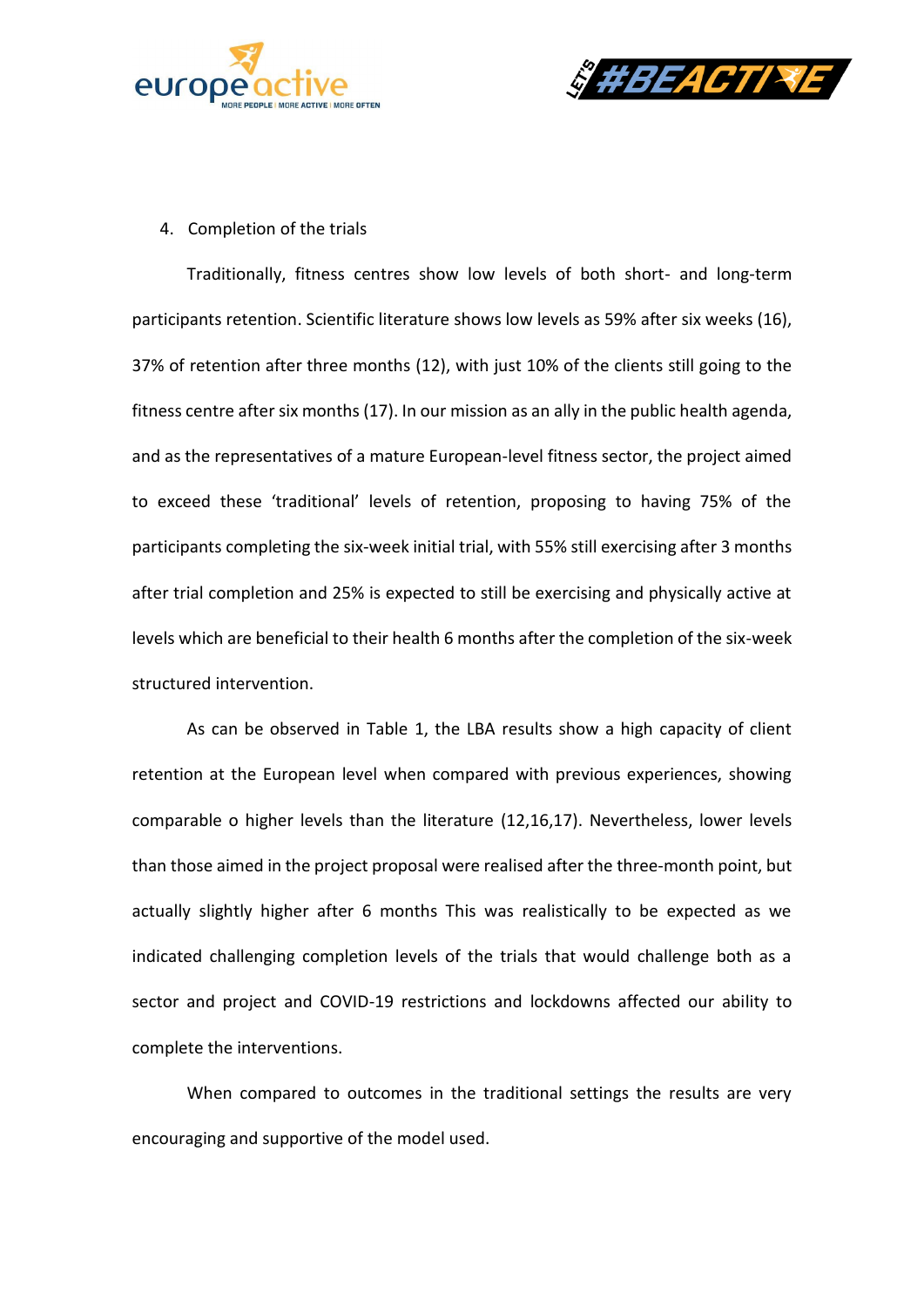4. Completion of the trials

Traditionally, fitness centres show low levels of both short- and long-term participants retention. Scientific literature shows low levels as 59% after six weeks (16), 37% of retention after three months (12), with just 10% of the clients still going to the fitness centre after six months (17). In our mission as an ally in the public health agenda, and as the representatives of a mature European-level fitness sector, the project aimed to exceed these 'traditional' levels of retention, proposing to having 75% of the participants completing the six-week initial trial, with 55% still exercising after 3 months after trial completion and 25% is expected to still be exercising and physically active at levels which are beneficial to their health 6 months after the completion of the six-week structured intervention.

As can be observed in Table 1, the LBA results show a high capacity of client retention at the European level when compared with previous experiences, showing comparable o higher levels than the literature (12,16,17). Nevertheless, lower levels than those aimed in the project proposal were realised after the three-month point, but actually slightly higher after 6 months This was realistically to be expected as we indicated challenging completion levels of the trials that would challenge both as a sector and project and COVID-19 restrictions and lockdowns affected our ability to complete the interventions.

When compared to outcomes in the traditional settings the results are very encouraging and supportive of the model used.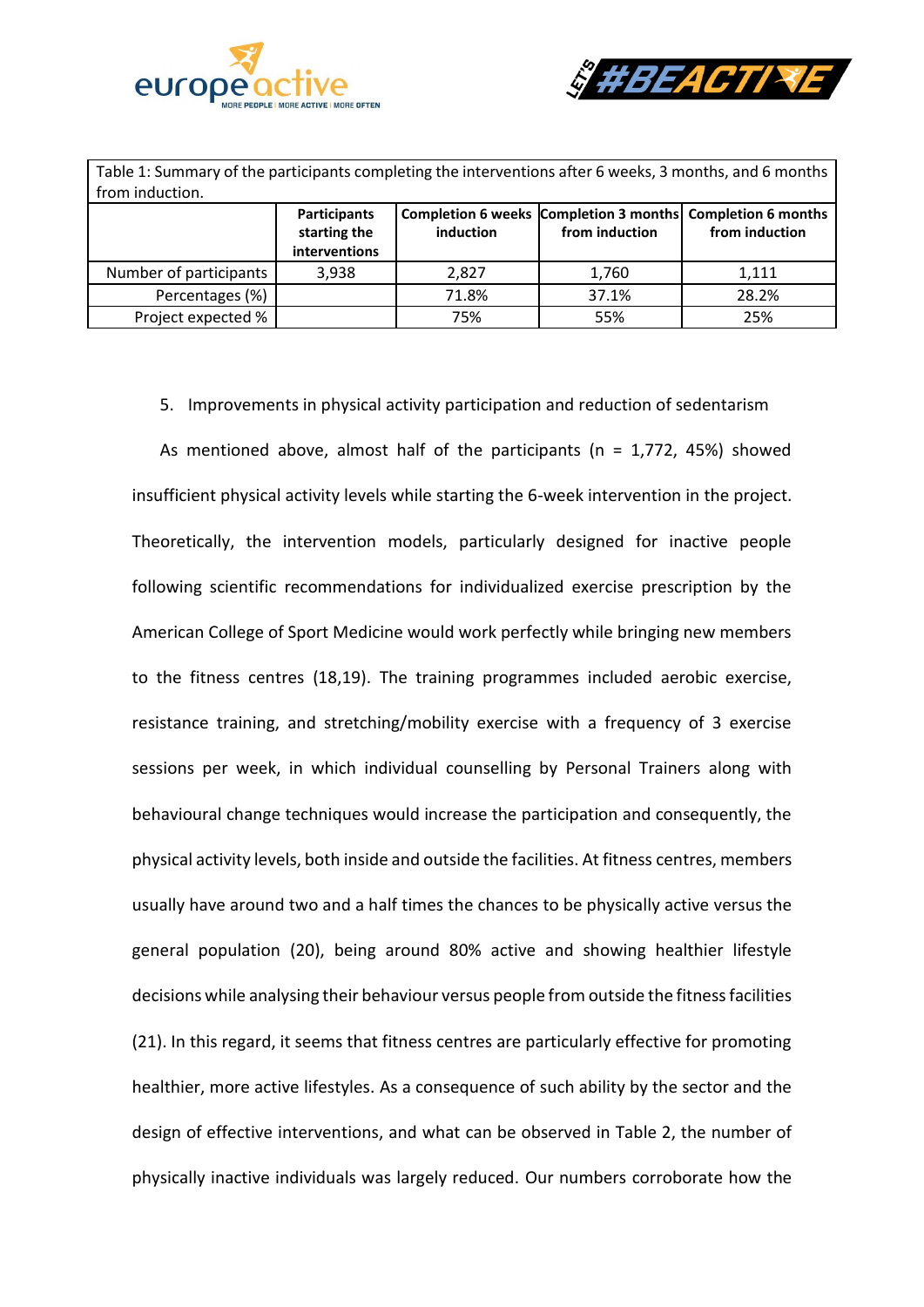Table 1: Summary of the participants completing the interventions after 6 weeks, 3 months, and 6 months from induction.

| | Participants starting the interventions | Completion 6 weeks induction | Completion 3 months from induction | Completion 6 months from induction |
|---|---|---|---|---|
| Number of participants | 3,938 | 2,827 | 1,760 | 1,111 |
| Percentages (%) | | 71.8% | 37.1% | 28.2% |
| Project expected % | | 75% | 55% | 25% |

5. Improvements in physical activity participation and reduction of sedentarism

As mentioned above, almost half of the participants (n = 1,772, 45%) showed insufficient physical activity levels while starting the 6-week intervention in the project. Theoretically, the intervention models, particularly designed for inactive people following scientific recommendations for individualized exercise prescription by the American College of Sport Medicine would work perfectly while bringing new members to the fitness centres (18,19). The training programmes included aerobic exercise, resistance training, and stretching/mobility exercise with a frequency of 3 exercise sessions per week, in which individual counselling by Personal Trainers along with behavioural change techniques would increase the participation and consequently, the physical activity levels, both inside and outside the facilities. At fitness centres, members usually have around two and a half times the chances to be physically active versus the general population (20), being around 80% active and showing healthier lifestyle decisions while analysing their behaviour versus people from outside the fitness facilities (21). In this regard, it seems that fitness centres are particularly effective for promoting healthier, more active lifestyles. As a consequence of such ability by the sector and the design of effective interventions, and what can be observed in Table 2, the number of physically inactive individuals was largely reduced. Our numbers corroborate how the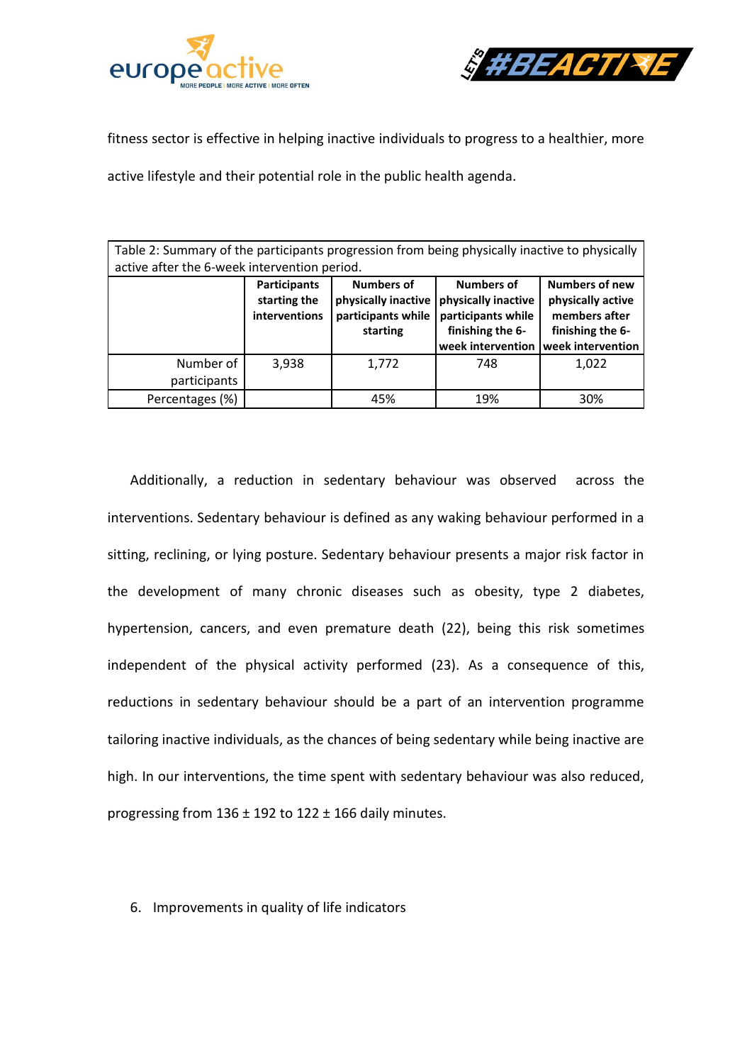fitness sector is effective in helping inactive individuals to progress to a healthier, more active lifestyle and their potential role in the public health agenda.

Table 2: Summary of the participants progression from being physically inactive to physically active after the 6-week intervention period.

| | Participants starting the interventions | Numbers of physically inactive participants while starting | Numbers of physically inactive participants while finishing the 6-week intervention | Numbers of new physically active members after finishing the 6-week intervention |
|---|---|---|---|---|
| Number of participants | 3,938 | 1,772 | 748 | 1,022 |
| Percentages (%) | | 45% | 19% | 30% |

Additionally, a reduction in sedentary behaviour was observed across the interventions. Sedentary behaviour is defined as any waking behaviour performed in a sitting, reclining, or lying posture. Sedentary behaviour presents a major risk factor in the development of many chronic diseases such as obesity, type 2 diabetes, hypertension, cancers, and even premature death (22), being this risk sometimes independent of the physical activity performed (23). As a consequence of this, reductions in sedentary behaviour should be a part of an intervention programme tailoring inactive individuals, as the chances of being sedentary while being inactive are high. In our interventions, the time spent with sedentary behaviour was also reduced, progressing from 136 ± 192 to 122 ± 166 daily minutes.

6. Improvements in quality of life indicators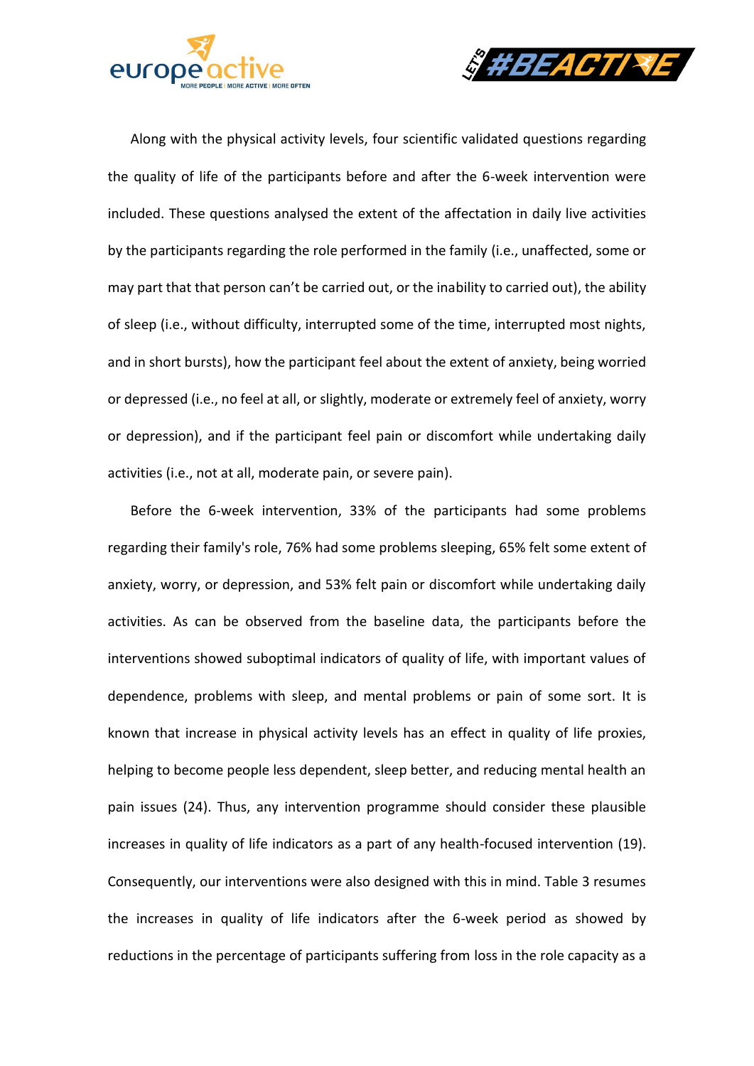Along with the physical activity levels, four scientific validated questions regarding the quality of life of the participants before and after the 6-week intervention were included. These questions analysed the extent of the affectation in daily live activities by the participants regarding the role performed in the family (i.e., unaffected, some or may part that that person can't be carried out, or the inability to carried out), the ability of sleep (i.e., without difficulty, interrupted some of the time, interrupted most nights, and in short bursts), how the participant feel about the extent of anxiety, being worried or depressed (i.e., no feel at all, or slightly, moderate or extremely feel of anxiety, worry or depression), and if the participant feel pain or discomfort while undertaking daily activities (i.e., not at all, moderate pain, or severe pain).

Before the 6-week intervention, 33% of the participants had some problems regarding their family's role, 76% had some problems sleeping, 65% felt some extent of anxiety, worry, or depression, and 53% felt pain or discomfort while undertaking daily activities. As can be observed from the baseline data, the participants before the interventions showed suboptimal indicators of quality of life, with important values of dependence, problems with sleep, and mental problems or pain of some sort. It is known that increase in physical activity levels has an effect in quality of life proxies, helping to become people less dependent, sleep better, and reducing mental health an pain issues (24). Thus, any intervention programme should consider these plausible increases in quality of life indicators as a part of any health-focused intervention (19). Consequently, our interventions were also designed with this in mind. Table 3 resumes the increases in quality of life indicators after the 6-week period as showed by reductions in the percentage of participants suffering from loss in the role capacity as a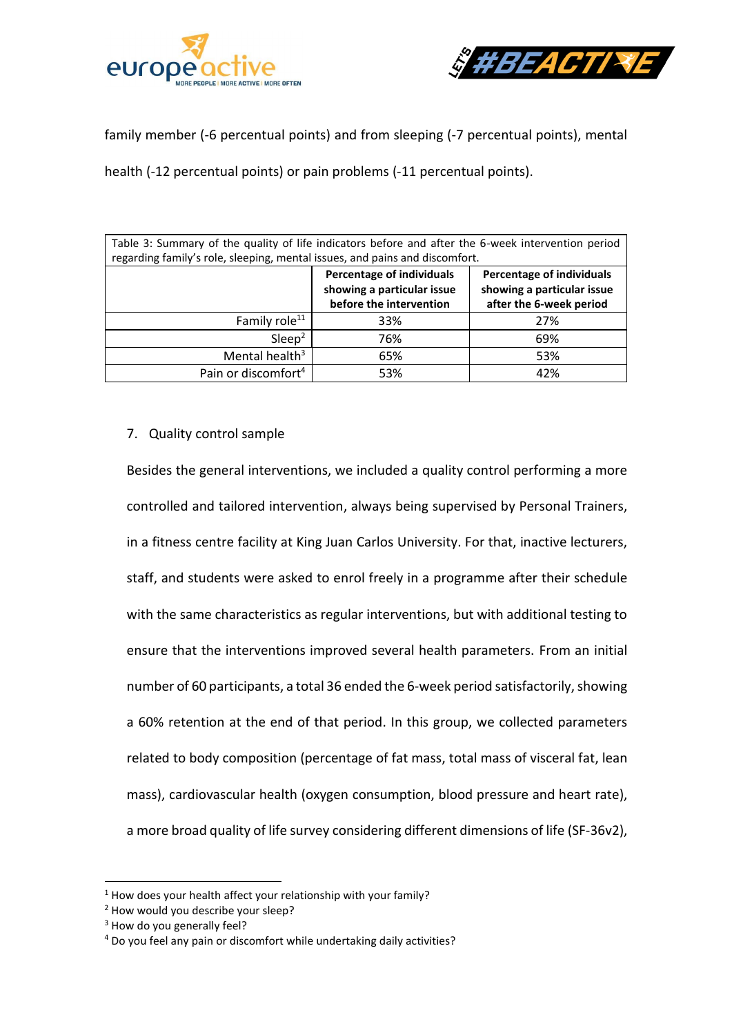family member (-6 percentual points) and from sleeping (-7 percentual points), mental health (-12 percentual points) or pain problems (-11 percentual points).

Table 3: Summary of the quality of life indicators before and after the 6-week intervention period regarding family's role, sleeping, mental issues, and pains and discomfort.

| | Percentage of individuals showing a particular issue before the intervention | Percentage of individuals showing a particular issue after the 6-week period |
|---|---|---|
| Family role[11] | 33% | 27% |
| Sleep[2] | 76% | 69% |
| Mental health[3] | 65% | 53% |
| Pain or discomfort[4] | 53% | 42% |

7. Quality control sample

Besides the general interventions, we included a quality control performing a more controlled and tailored intervention, always being supervised by Personal Trainers, in a fitness centre facility at King Juan Carlos University. For that, inactive lecturers, staff, and students were asked to enrol freely in a programme after their schedule with the same characteristics as regular interventions, but with additional testing to ensure that the interventions improved several health parameters. From an initial number of 60 participants, a total 36 ended the 6-week period satisfactorily, showing a 60% retention at the end of that period. In this group, we collected parameters related to body composition (percentage of fat mass, total mass of visceral fat, lean mass), cardiovascular health (oxygen consumption, blood pressure and heart rate), a more broad quality of life survey considering different dimensions of life (SF-36v2),

[1] How does your health affect your relationship with your family?
[2] How would you describe your sleep?
[3] How do you generally feel?
[4] Do you feel any pain or discomfort while undertaking daily activities?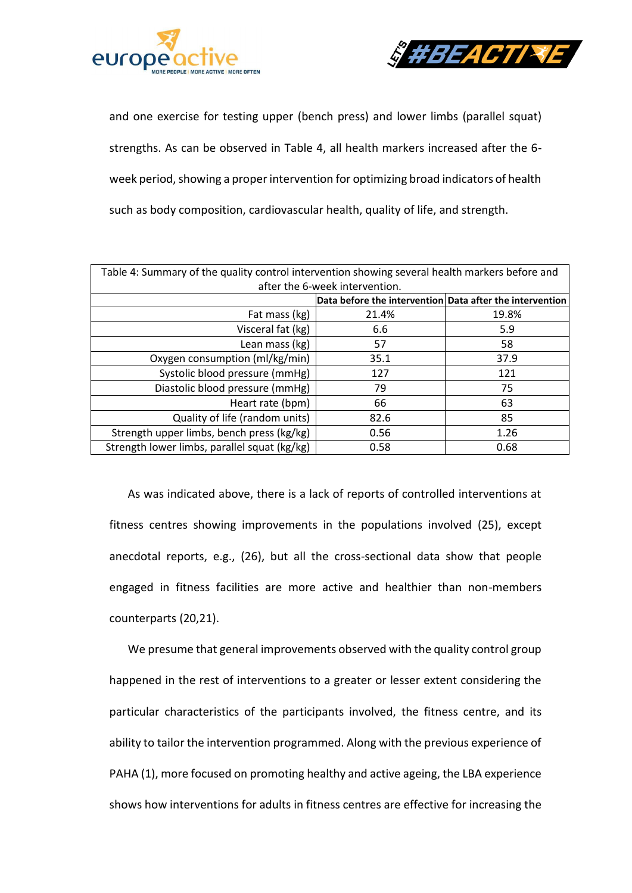and one exercise for testing upper (bench press) and lower limbs (parallel squat) strengths. As can be observed in Table 4, all health markers increased after the 6-week period, showing a proper intervention for optimizing broad indicators of health such as body composition, cardiovascular health, quality of life, and strength.

Table 4: Summary of the quality control intervention showing several health markers before and after the 6-week intervention.

| | **Data before the intervention** | **Data after the intervention** |
|---|---|---|
| Fat mass (kg) | 21.4% | 19.8% |
| Visceral fat (kg) | 6.6 | 5.9 |
| Lean mass (kg) | 57 | 58 |
| Oxygen consumption (ml/kg/min) | 35.1 | 37.9 |
| Systolic blood pressure (mmHg) | 127 | 121 |
| Diastolic blood pressure (mmHg) | 79 | 75 |
| Heart rate (bpm) | 66 | 63 |
| Quality of life (random units) | 82.6 | 85 |
| Strength upper limbs, bench press (kg/kg) | 0.56 | 1.26 |
| Strength lower limbs, parallel squat (kg/kg) | 0.58 | 0.68 |

As was indicated above, there is a lack of reports of controlled interventions at fitness centres showing improvements in the populations involved (25), except anecdotal reports, e.g., (26), but all the cross-sectional data show that people engaged in fitness facilities are more active and healthier than non-members counterparts (20,21).

We presume that general improvements observed with the quality control group happened in the rest of interventions to a greater or lesser extent considering the particular characteristics of the participants involved, the fitness centre, and its ability to tailor the intervention programmed. Along with the previous experience of PAHA (1), more focused on promoting healthy and active ageing, the LBA experience shows how interventions for adults in fitness centres are effective for increasing the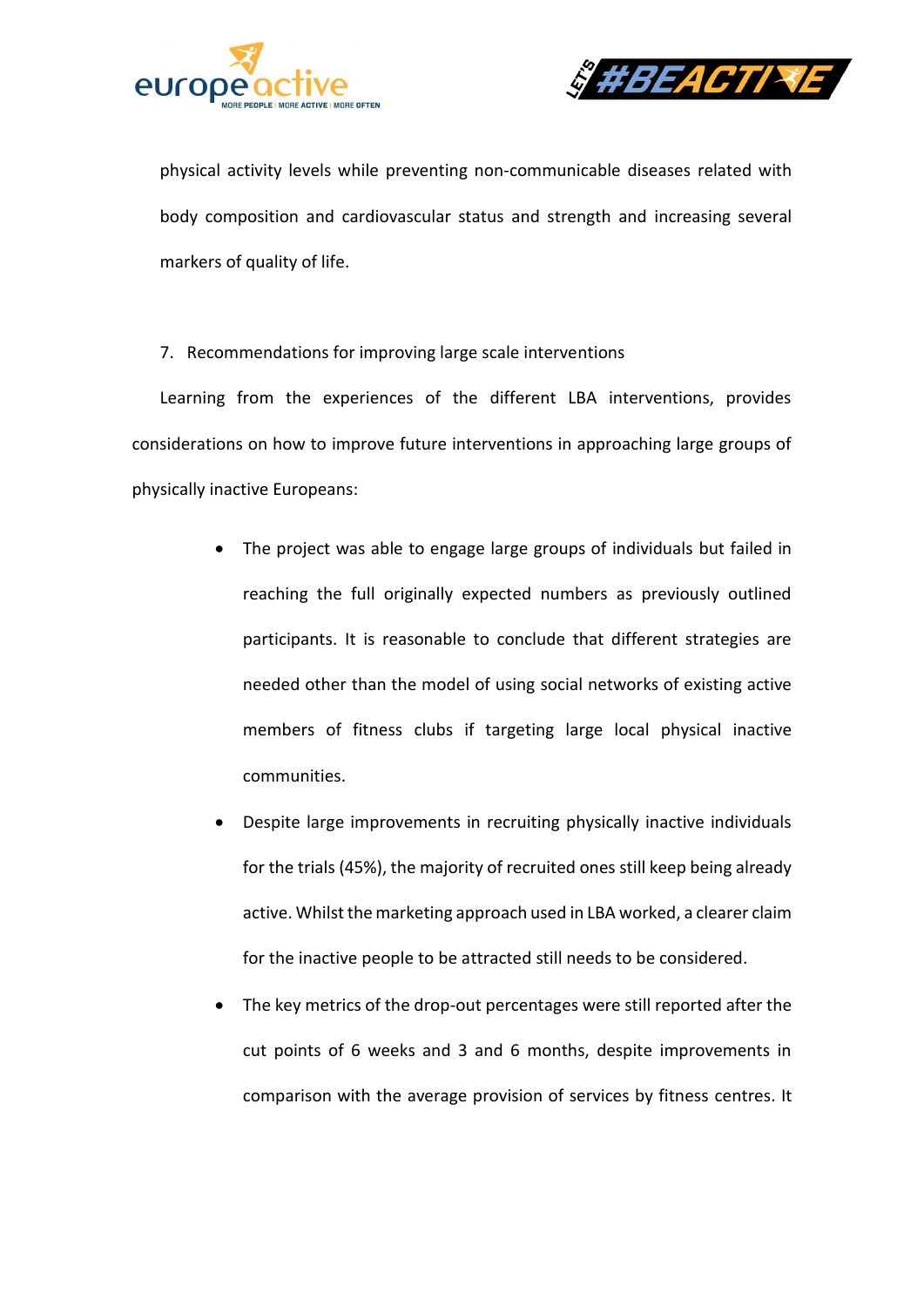physical activity levels while preventing non-communicable diseases related with body composition and cardiovascular status and strength and increasing several markers of quality of life.

## 7. Recommendations for improving large scale interventions

Learning from the experiences of the different LBA interventions, provides considerations on how to improve future interventions in approaching large groups of physically inactive Europeans:

- The project was able to engage large groups of individuals but failed in reaching the full originally expected numbers as previously outlined participants. It is reasonable to conclude that different strategies are needed other than the model of using social networks of existing active members of fitness clubs if targeting large local physical inactive communities.
- Despite large improvements in recruiting physically inactive individuals for the trials (45%), the majority of recruited ones still keep being already active. Whilst the marketing approach used in LBA worked, a clearer claim for the inactive people to be attracted still needs to be considered.
- The key metrics of the drop-out percentages were still reported after the cut points of 6 weeks and 3 and 6 months, despite improvements in comparison with the average provision of services by fitness centres. It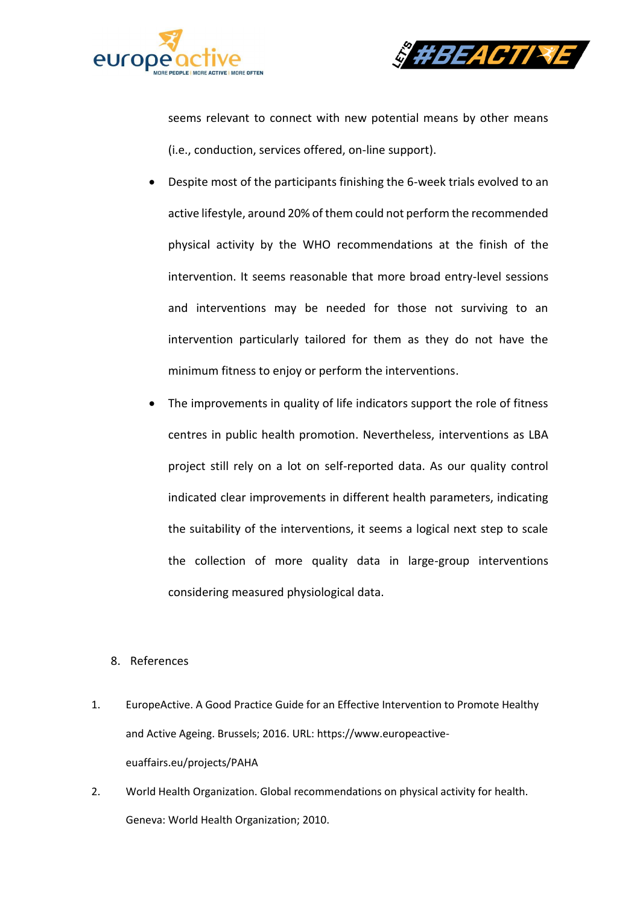seems relevant to connect with new potential means by other means (i.e., conduction, services offered, on-line support).

- Despite most of the participants finishing the 6-week trials evolved to an active lifestyle, around 20% of them could not perform the recommended physical activity by the WHO recommendations at the finish of the intervention. It seems reasonable that more broad entry-level sessions and interventions may be needed for those not surviving to an intervention particularly tailored for them as they do not have the minimum fitness to enjoy or perform the interventions.
- The improvements in quality of life indicators support the role of fitness centres in public health promotion. Nevertheless, interventions as LBA project still rely on a lot on self-reported data. As our quality control indicated clear improvements in different health parameters, indicating the suitability of the interventions, it seems a logical next step to scale the collection of more quality data in large-group interventions considering measured physiological data.

## 8. References

1. EuropeActive. A Good Practice Guide for an Effective Intervention to Promote Healthy and Active Ageing. Brussels; 2016. URL: https://www.europeactive-euaffairs.eu/projects/PAHA
2. World Health Organization. Global recommendations on physical activity for health. Geneva: World Health Organization; 2010.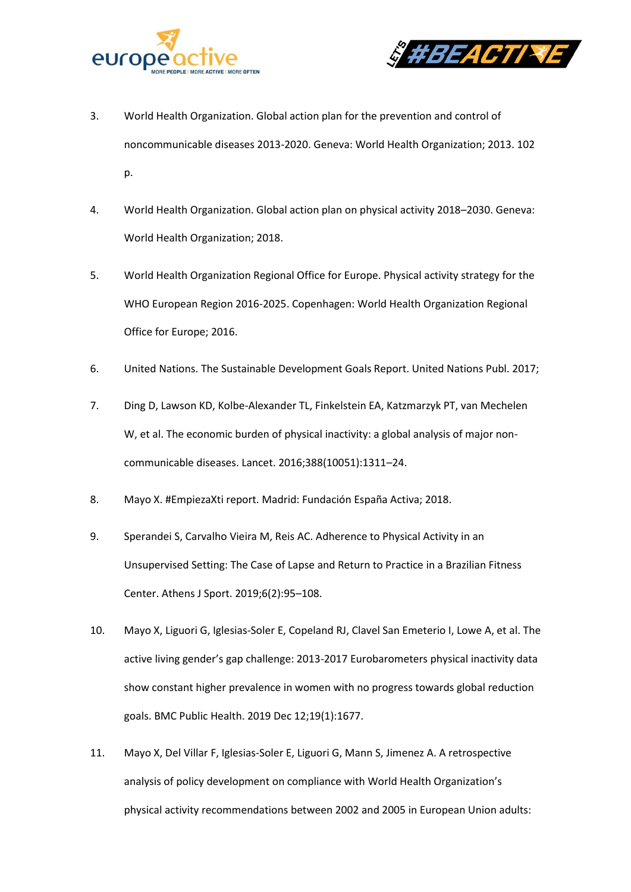3. World Health Organization. Global action plan for the prevention and control of noncommunicable diseases 2013-2020. Geneva: World Health Organization; 2013. 102 p.

4. World Health Organization. Global action plan on physical activity 2018–2030. Geneva: World Health Organization; 2018.

5. World Health Organization Regional Office for Europe. Physical activity strategy for the WHO European Region 2016-2025. Copenhagen: World Health Organization Regional Office for Europe; 2016.

6. United Nations. The Sustainable Development Goals Report. United Nations Publ. 2017;

7. Ding D, Lawson KD, Kolbe-Alexander TL, Finkelstein EA, Katzmarzyk PT, van Mechelen W, et al. The economic burden of physical inactivity: a global analysis of major non-communicable diseases. Lancet. 2016;388(10051):1311–24.

8. Mayo X. #EmpiezaXti report. Madrid: Fundación España Activa; 2018.

9. Sperandei S, Carvalho Vieira M, Reis AC. Adherence to Physical Activity in an Unsupervised Setting: The Case of Lapse and Return to Practice in a Brazilian Fitness Center. Athens J Sport. 2019;6(2):95–108.

10. Mayo X, Liguori G, Iglesias-Soler E, Copeland RJ, Clavel San Emeterio I, Lowe A, et al. The active living gender's gap challenge: 2013-2017 Eurobarometers physical inactivity data show constant higher prevalence in women with no progress towards global reduction goals. BMC Public Health. 2019 Dec 12;19(1):1677.

11. Mayo X, Del Villar F, Iglesias-Soler E, Liguori G, Mann S, Jimenez A. A retrospective analysis of policy development on compliance with World Health Organization's physical activity recommendations between 2002 and 2005 in European Union adults: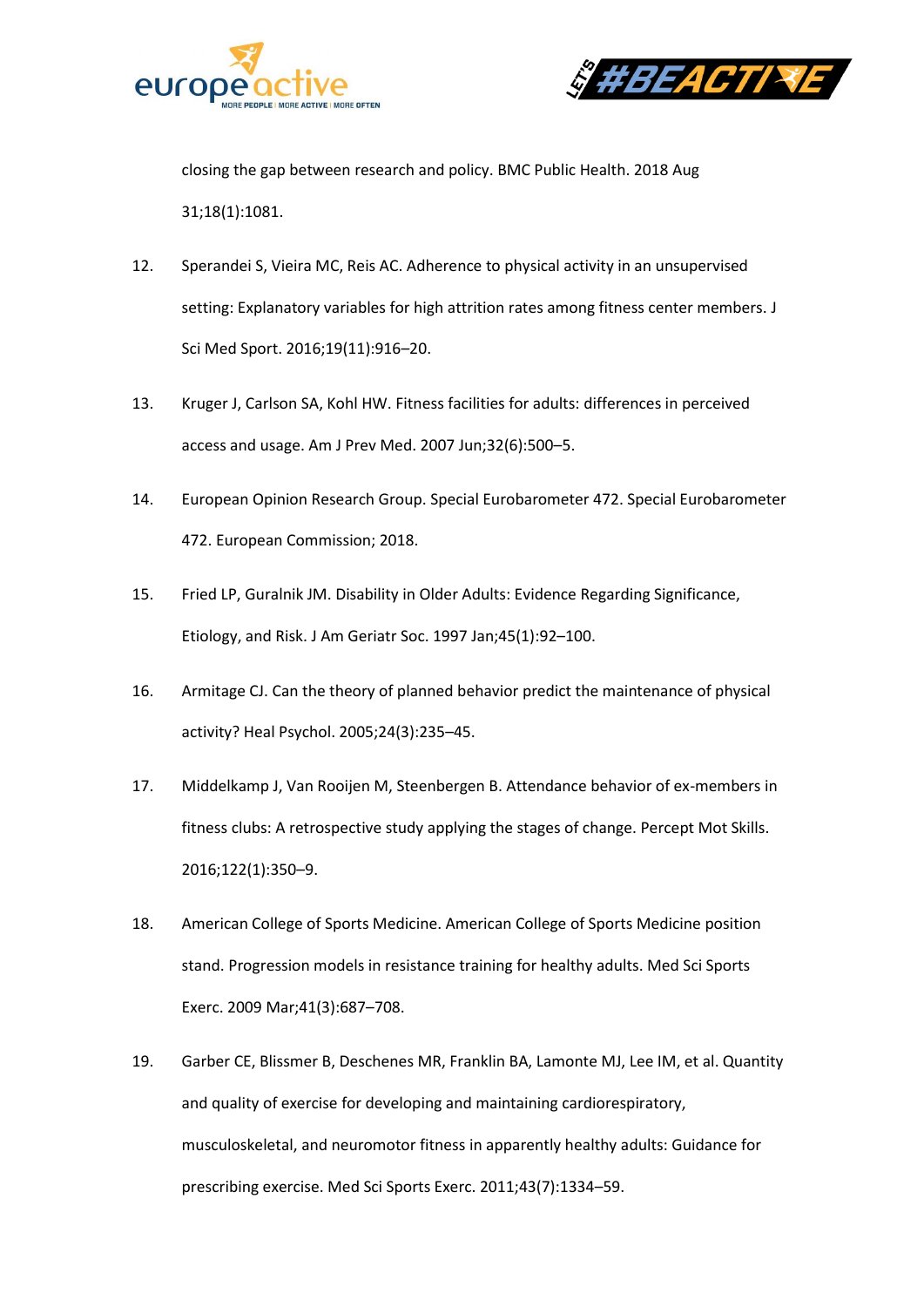closing the gap between research and policy. BMC Public Health. 2018 Aug 31;18(1):1081.

12. Sperandei S, Vieira MC, Reis AC. Adherence to physical activity in an unsupervised setting: Explanatory variables for high attrition rates among fitness center members. J Sci Med Sport. 2016;19(11):916–20.

13. Kruger J, Carlson SA, Kohl HW. Fitness facilities for adults: differences in perceived access and usage. Am J Prev Med. 2007 Jun;32(6):500–5.

14. European Opinion Research Group. Special Eurobarometer 472. Special Eurobarometer 472. European Commission; 2018.

15. Fried LP, Guralnik JM. Disability in Older Adults: Evidence Regarding Significance, Etiology, and Risk. J Am Geriatr Soc. 1997 Jan;45(1):92–100.

16. Armitage CJ. Can the theory of planned behavior predict the maintenance of physical activity? Heal Psychol. 2005;24(3):235–45.

17. Middelkamp J, Van Rooijen M, Steenbergen B. Attendance behavior of ex-members in fitness clubs: A retrospective study applying the stages of change. Percept Mot Skills. 2016;122(1):350–9.

18. American College of Sports Medicine. American College of Sports Medicine position stand. Progression models in resistance training for healthy adults. Med Sci Sports Exerc. 2009 Mar;41(3):687–708.

19. Garber CE, Blissmer B, Deschenes MR, Franklin BA, Lamonte MJ, Lee IM, et al. Quantity and quality of exercise for developing and maintaining cardiorespiratory, musculoskeletal, and neuromotor fitness in apparently healthy adults: Guidance for prescribing exercise. Med Sci Sports Exerc. 2011;43(7):1334–59.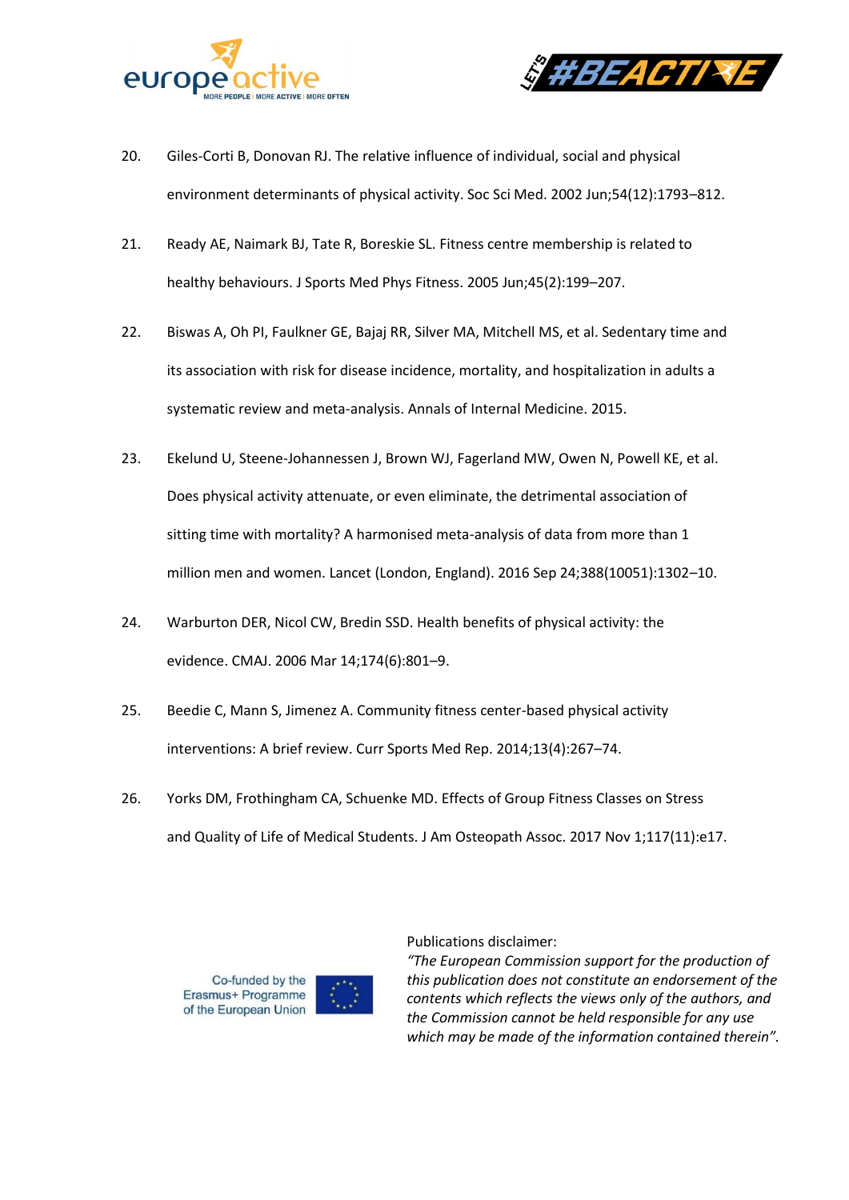20. Giles-Corti B, Donovan RJ. The relative influence of individual, social and physical environment determinants of physical activity. Soc Sci Med. 2002 Jun;54(12):1793–812.

21. Ready AE, Naimark BJ, Tate R, Boreskie SL. Fitness centre membership is related to healthy behaviours. J Sports Med Phys Fitness. 2005 Jun;45(2):199–207.

22. Biswas A, Oh PI, Faulkner GE, Bajaj RR, Silver MA, Mitchell MS, et al. Sedentary time and its association with risk for disease incidence, mortality, and hospitalization in adults a systematic review and meta-analysis. Annals of Internal Medicine. 2015.

23. Ekelund U, Steene-Johannessen J, Brown WJ, Fagerland MW, Owen N, Powell KE, et al. Does physical activity attenuate, or even eliminate, the detrimental association of sitting time with mortality? A harmonised meta-analysis of data from more than 1 million men and women. Lancet (London, England). 2016 Sep 24;388(10051):1302–10.

24. Warburton DER, Nicol CW, Bredin SSD. Health benefits of physical activity: the evidence. CMAJ. 2006 Mar 14;174(6):801–9.

25. Beedie C, Mann S, Jimenez A. Community fitness center-based physical activity interventions: A brief review. Curr Sports Med Rep. 2014;13(4):267–74.

26. Yorks DM, Frothingham CA, Schuenke MD. Effects of Group Fitness Classes on Stress and Quality of Life of Medical Students. J Am Osteopath Assoc. 2017 Nov 1;117(11):e17.

Co-funded by the Erasmus+ Programme of the European Union

Publications disclaimer:
*"The European Commission support for the production of this publication does not constitute an endorsement of the contents which reflects the views only of the authors, and the Commission cannot be held responsible for any use which may be made of the information contained therein".*